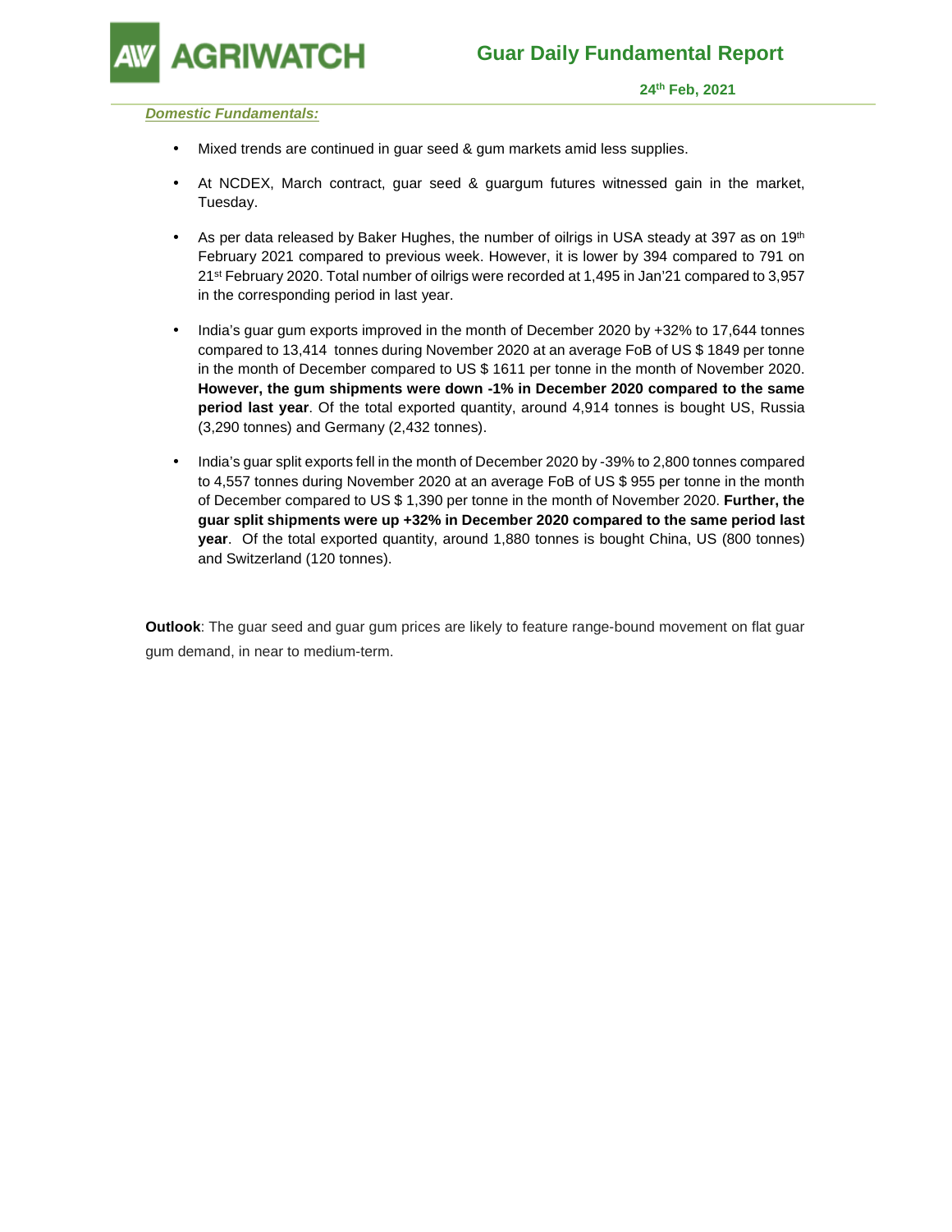# Guar Daily Fundamental Report

**24th Feb, 2021**

***Domestic Fundamentals:***

- Mixed trends are continued in guar seed & gum markets amid less supplies.
- At NCDEX, March contract, guar seed & guargum futures witnessed gain in the market, Tuesday.
- As per data released by Baker Hughes, the number of oilrigs in USA steady at 397 as on 19th February 2021 compared to previous week. However, it is lower by 394 compared to 791 on 21st February 2020. Total number of oilrigs were recorded at 1,495 in Jan'21 compared to 3,957 in the corresponding period in last year.
- India's guar gum exports improved in the month of December 2020 by +32% to 17,644 tonnes compared to 13,414 tonnes during November 2020 at an average FoB of US $ 1849 per tonne in the month of December compared to US $ 1611 per tonne in the month of November 2020. **However, the gum shipments were down -1% in December 2020 compared to the same period last year**. Of the total exported quantity, around 4,914 tonnes is bought US, Russia (3,290 tonnes) and Germany (2,432 tonnes).
- India's guar split exports fell in the month of December 2020 by -39% to 2,800 tonnes compared to 4,557 tonnes during November 2020 at an average FoB of US $ 955 per tonne in the month of December compared to US $ 1,390 per tonne in the month of November 2020. **Further, the guar split shipments were up +32% in December 2020 compared to the same period last year**. Of the total exported quantity, around 1,880 tonnes is bought China, US (800 tonnes) and Switzerland (120 tonnes).

**Outlook**: The guar seed and guar gum prices are likely to feature range-bound movement on flat guar gum demand, in near to medium-term.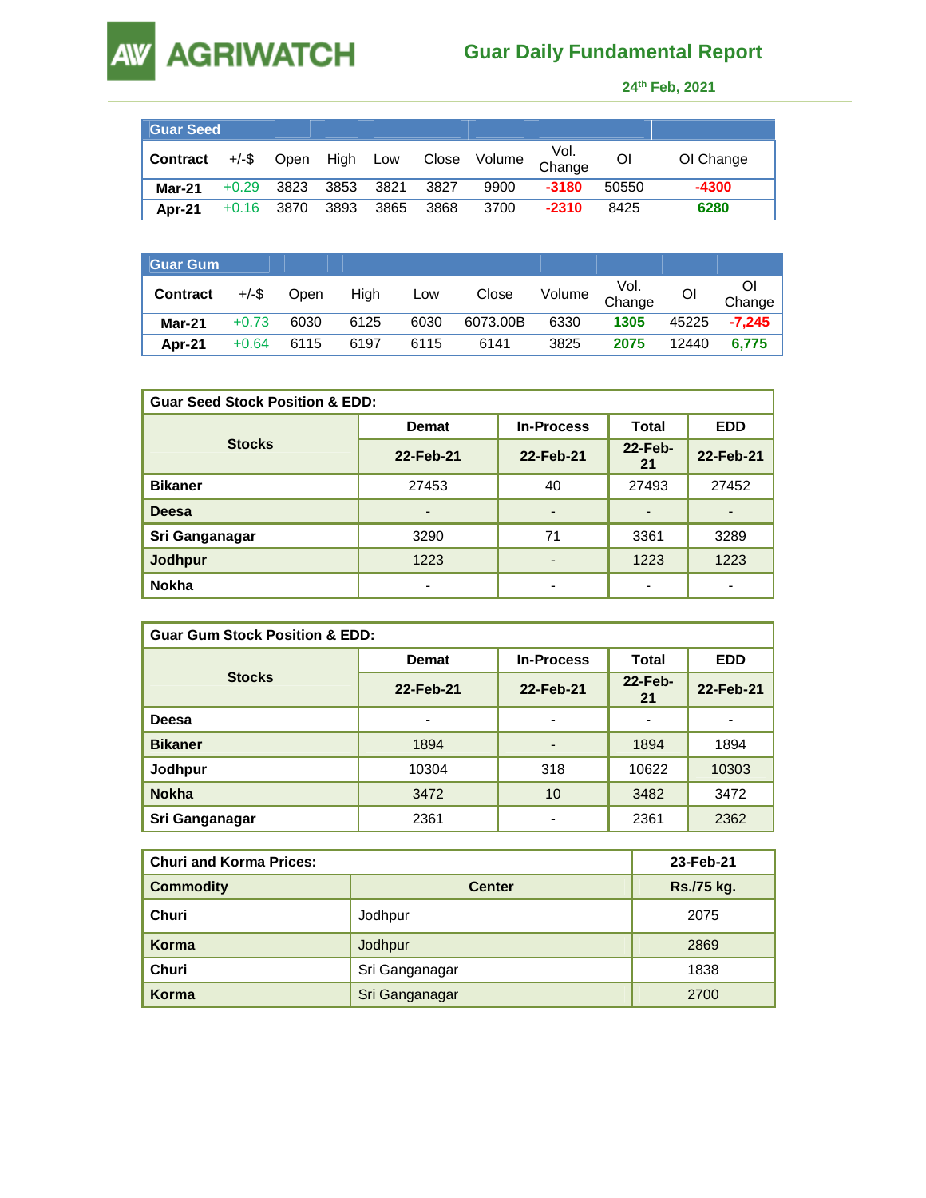# AGRIWATCH

## Guar Daily Fundamental Report

24th Feb, 2021

| Guar Seed | | | | | | | | | |
|---|---|---|---|---|---|---|---|---|---|
| **Contract** | +/-$ | Open | High | Low | Close | Volume | Vol. Change | OI | OI Change |
| **Mar-21** | +0.29 | 3823 | 3853 | 3821 | 3827 | 9900 | **-3180** | 50550 | **-4300** |
| **Apr-21** | +0.16 | 3870 | 3893 | 3865 | 3868 | 3700 | **-2310** | 8425 | **6280** |

| Guar Gum | | | | | | | | | |
|---|---|---|---|---|---|---|---|---|---|
| **Contract** | +/-$ | Open | High | Low | Close | Volume | Vol. Change | OI | OI Change |
| **Mar-21** | +0.73 | 6030 | 6125 | 6030 | 6073.00B | 6330 | **1305** | 45225 | **-7,245** |
| **Apr-21** | +0.64 | 6115 | 6197 | 6115 | 6141 | 3825 | **2075** | 12440 | **6,775** |

| **Guar Seed Stock Position & EDD:** | | | | |
|---|---|---|---|---|
| **Stocks** | **Demat** | **In-Process** | **Total** | **EDD** |
| | **22-Feb-21** | **22-Feb-21** | **22-Feb-21** | **22-Feb-21** |
| **Bikaner** | 27453 | 40 | 27493 | 27452 |
| **Deesa** | - | - | - | - |
| **Sri Ganganagar** | 3290 | 71 | 3361 | 3289 |
| **Jodhpur** | 1223 | - | 1223 | 1223 |
| **Nokha** | - | - | - | - |

| **Guar Gum Stock Position & EDD:** | | | | |
|---|---|---|---|---|
| **Stocks** | **Demat** | **In-Process** | **Total** | **EDD** |
| | **22-Feb-21** | **22-Feb-21** | **22-Feb-21** | **22-Feb-21** |
| **Deesa** | - | - | - | - |
| **Bikaner** | 1894 | - | 1894 | 1894 |
| **Jodhpur** | 10304 | 318 | 10622 | 10303 |
| **Nokha** | 3472 | 10 | 3482 | 3472 |
| **Sri Ganganagar** | 2361 | - | 2361 | 2362 |

| **Churi and Korma Prices:** | | **23-Feb-21** |
|---|---|---|
| **Commodity** | **Center** | **Rs./75 kg.** |
| **Churi** | Jodhpur | 2075 |
| **Korma** | Jodhpur | 2869 |
| **Churi** | Sri Ganganagar | 1838 |
| **Korma** | Sri Ganganagar | 2700 |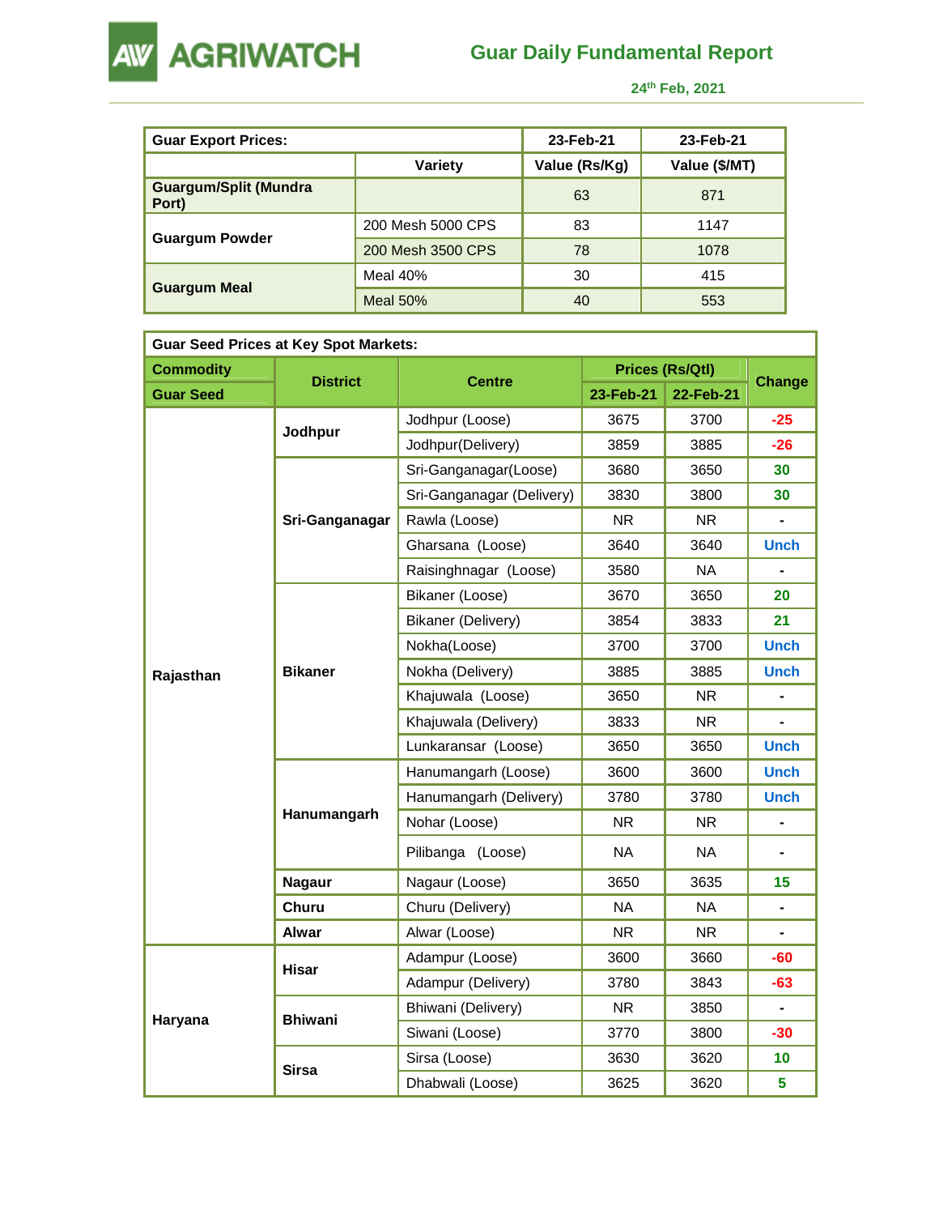# Guar Daily Fundamental Report

24th Feb, 2021

| Guar Export Prices: | | 23-Feb-21 | 23-Feb-21 |
|---|---|---|---|
| | Variety | Value (Rs/Kg) | Value ($/MT) |
| Guargum/Split (Mundra Port) | | 63 | 871 |
| Guargum Powder | 200 Mesh 5000 CPS | 83 | 1147 |
| | 200 Mesh 3500 CPS | 78 | 1078 |
| Guargum Meal | Meal 40% | 30 | 415 |
| | Meal 50% | 40 | 553 |

| Guar Seed Prices at Key Spot Markets: | | | | | |
|---|---|---|---|---|---|
| Commodity | District | Centre | Prices (Rs/Qtl) | | Change |
| Guar Seed | | | 23-Feb-21 | 22-Feb-21 | |
| Rajasthan | Jodhpur | Jodhpur (Loose) | 3675 | 3700 | -25 |
| | | Jodhpur(Delivery) | 3859 | 3885 | -26 |
| | Sri-Ganganagar | Sri-Ganganagar(Loose) | 3680 | 3650 | 30 |
| | | Sri-Ganganagar (Delivery) | 3830 | 3800 | 30 |
| | | Rawla (Loose) | NR | NR | - |
| | | Gharsana (Loose) | 3640 | 3640 | Unch |
| | | Raisinghnagar (Loose) | 3580 | NA | - |
| | Bikaner | Bikaner (Loose) | 3670 | 3650 | 20 |
| | | Bikaner (Delivery) | 3854 | 3833 | 21 |
| | | Nokha(Loose) | 3700 | 3700 | Unch |
| | | Nokha (Delivery) | 3885 | 3885 | Unch |
| | | Khajuwala (Loose) | 3650 | NR | - |
| | | Khajuwala (Delivery) | 3833 | NR | - |
| | | Lunkaransar (Loose) | 3650 | 3650 | Unch |
| | Hanumangarh | Hanumangarh (Loose) | 3600 | 3600 | Unch |
| | | Hanumangarh (Delivery) | 3780 | 3780 | Unch |
| | | Nohar (Loose) | NR | NR | - |
| | | Pilibanga (Loose) | NA | NA | - |
| | Nagaur | Nagaur (Loose) | 3650 | 3635 | 15 |
| | Churu | Churu (Delivery) | NA | NA | - |
| | Alwar | Alwar (Loose) | NR | NR | - |
| Haryana | Hisar | Adampur (Loose) | 3600 | 3660 | -60 |
| | | Adampur (Delivery) | 3780 | 3843 | -63 |
| | Bhiwani | Bhiwani (Delivery) | NR | 3850 | - |
| | | Siwani (Loose) | 3770 | 3800 | -30 |
| | Sirsa | Sirsa (Loose) | 3630 | 3620 | 10 |
| | | Dhabwali (Loose) | 3625 | 3620 | 5 |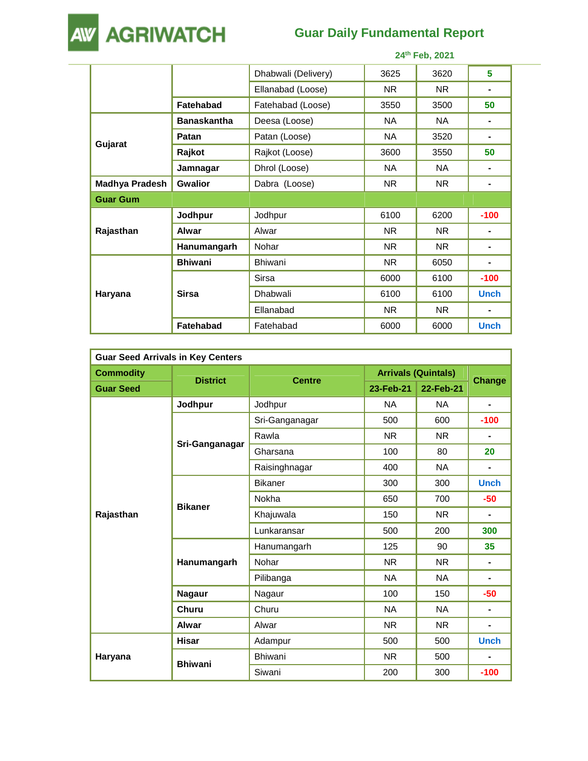| | | Dhabwali (Delivery) | 3625 | 3620 | 5 |
|---|---|---|---|---|---|
| | | Ellanabad (Loose) | NR | NR | - |
| | **Fatehabad** | Fatehabad (Loose) | 3550 | 3500 | 50 |
| **Gujarat** | **Banaskantha** | Deesa (Loose) | NA | NA | - |
| | **Patan** | Patan (Loose) | NA | 3520 | - |
| | **Rajkot** | Rajkot (Loose) | 3600 | 3550 | 50 |
| | **Jamnagar** | Dhrol (Loose) | NA | NA | - |
| **Madhya Pradesh** | **Gwalior** | Dabra (Loose) | NR | NR | - |
| **Guar Gum** | | | | | |
| **Rajasthan** | **Jodhpur** | Jodhpur | 6100 | 6200 | -100 |
| | **Alwar** | Alwar | NR | NR | - |
| | **Hanumangarh** | Nohar | NR | NR | - |
| **Haryana** | **Bhiwani** | Bhiwani | NR | 6050 | - |
| | **Sirsa** | Sirsa | 6000 | 6100 | -100 |
| | | Dhabwali | 6100 | 6100 | Unch |
| | | Ellanabad | NR | NR | - |
| | **Fatehabad** | Fatehabad | 6000 | 6000 | Unch |

| **Guar Seed Arrivals in Key Centers** | | | | | |
|---|---|---|---|---|---|
| **Commodity** | **District** | **Centre** | **Arrivals (Quintals)** | | **Change** |
| **Guar Seed** | | | **23-Feb-21** | **22-Feb-21** | |
| **Rajasthan** | **Jodhpur** | Jodhpur | NA | NA | - |
| | **Sri-Ganganagar** | Sri-Ganganagar | 500 | 600 | -100 |
| | | Rawla | NR | NR | - |
| | | Gharsana | 100 | 80 | 20 |
| | | Raisinghnagar | 400 | NA | - |
| | **Bikaner** | Bikaner | 300 | 300 | Unch |
| | | Nokha | 650 | 700 | -50 |
| | | Khajuwala | 150 | NR | - |
| | | Lunkaransar | 500 | 200 | 300 |
| | **Hanumangarh** | Hanumangarh | 125 | 90 | 35 |
| | | Nohar | NR | NR | - |
| | | Pilibanga | NA | NA | - |
| | **Nagaur** | Nagaur | 100 | 150 | -50 |
| | **Churu** | Churu | NA | NA | - |
| | **Alwar** | Alwar | NR | NR | - |
| **Haryana** | **Hisar** | Adampur | 500 | 500 | Unch |
| | **Bhiwani** | Bhiwani | NR | 500 | - |
| | | Siwani | 200 | 300 | -100 |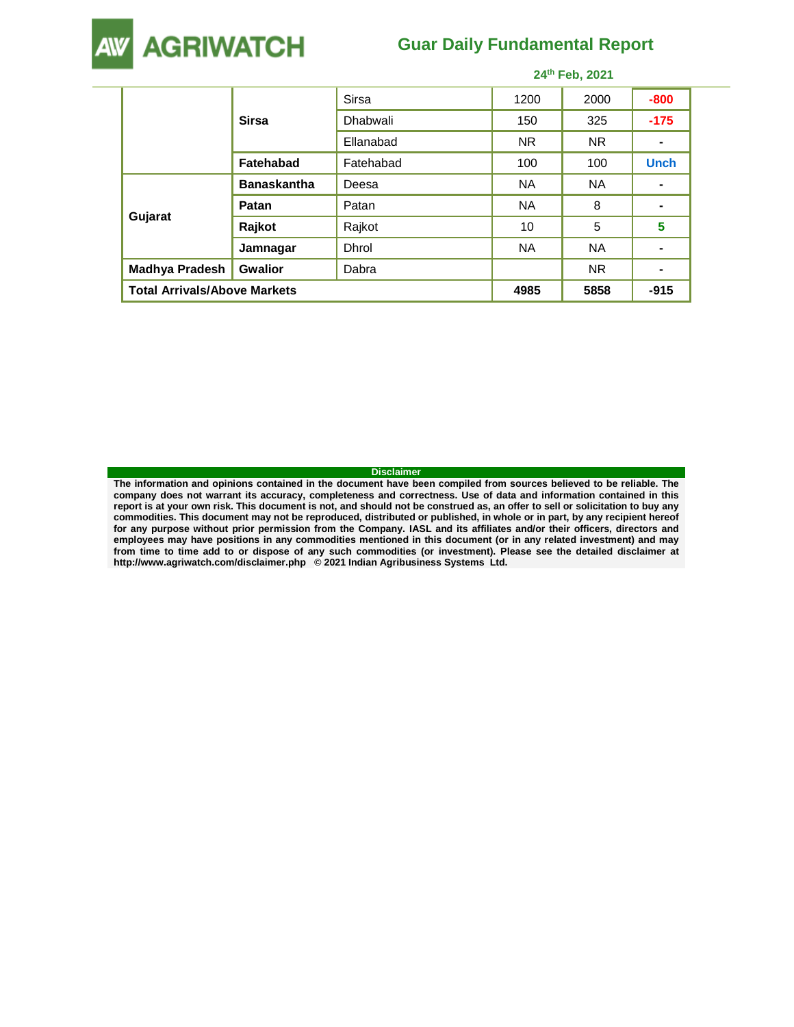| | | | | | |
|---|---|---|---|---|---|
| | Sirsa | Sirsa | 1200 | 2000 | -800 |
| | | Dhabwali | 150 | 325 | -175 |
| | | Ellanabad | NR | NR | - |
| | Fatehabad | Fatehabad | 100 | 100 | Unch |
| Gujarat | Banaskantha | Deesa | NA | NA | - |
| | Patan | Patan | NA | 8 | - |
| | Rajkot | Rajkot | 10 | 5 | 5 |
| | Jamnagar | Dhrol | NA | NA | - |
| Madhya Pradesh | Gwalior | Dabra | | NR | - |
| **Total Arrivals/Above Markets** | | | **4985** | **5858** | **-915** |

**Disclaimer**

**The information and opinions contained in the document have been compiled from sources believed to be reliable. The company does not warrant its accuracy, completeness and correctness. Use of data and information contained in this report is at your own risk. This document is not, and should not be construed as, an offer to sell or solicitation to buy any commodities. This document may not be reproduced, distributed or published, in whole or in part, by any recipient hereof for any purpose without prior permission from the Company. IASL and its affiliates and/or their officers, directors and employees may have positions in any commodities mentioned in this document (or in any related investment) and may from time to time add to or dispose of any such commodities (or investment). Please see the detailed disclaimer at http://www.agriwatch.com/disclaimer.php © 2021 Indian Agribusiness Systems Ltd.**